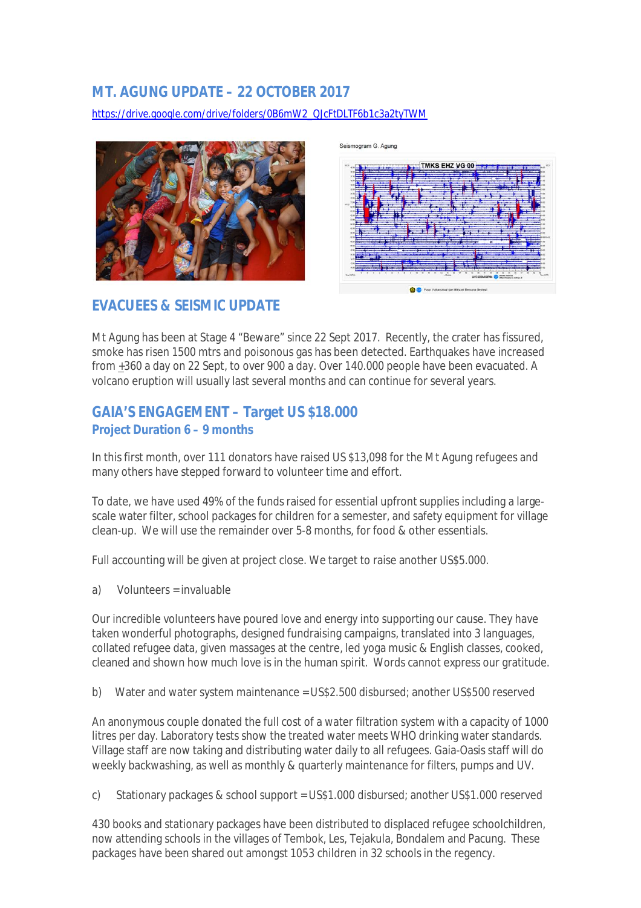## MT. AGUNG UPDATE – 22 OCTOBER 2017

https://drive.google.com/drive/folders/0B6mW2_QJcFtDLTF6b1c3a2tyTWM

Seismogram G. Agung

## EVACUEES & SEISMIC UPDATE

Mt Agung has been at Stage 4 "Beware" since 22 Sept 2017. Recently, the crater has fissured, smoke has risen 1500 mtrs and poisonous gas has been detected. Earthquakes have increased from ±360 a day on 22 Sept, to over 900 a day. Over 140.000 people have been evacuated. A volcano eruption will usually last several months and can continue for several years.

## GAIA'S ENGAGEMENT – Target US $18.000

### Project Duration 6 – 9 months

In this first month, over 111 donators have raised US $13,098 for the Mt Agung refugees and many others have stepped forward to volunteer time and effort.

To date, we have used 49% of the funds raised for essential upfront supplies including a large-scale water filter, school packages for children for a semester, and safety equipment for village clean-up. We will use the remainder over 5-8 months, for food & other essentials.

Full accounting will be given at project close. We target to raise another US$5.000.

a) Volunteers = invaluable

Our incredible volunteers have poured love and energy into supporting our cause. They have taken wonderful photographs, designed fundraising campaigns, translated into 3 languages, collated refugee data, given massages at the centre, led yoga music & English classes, cooked, cleaned and shown how much love is in the human spirit. Words cannot express our gratitude.

b) Water and water system maintenance = US$2.500 disbursed; another US$500 reserved

An anonymous couple donated the full cost of a water filtration system with a capacity of 1000 litres per day. Laboratory tests show the treated water meets WHO drinking water standards. Village staff are now taking and distributing water daily to all refugees. Gaia-Oasis staff will do weekly backwashing, as well as monthly & quarterly maintenance for filters, pumps and UV.

c) Stationary packages & school support = US$1.000 disbursed; another US$1.000 reserved

430 books and stationary packages have been distributed to displaced refugee schoolchildren, now attending schools in the villages of Tembok, Les, Tejakula, Bondalem and Pacung. These packages have been shared out amongst 1053 children in 32 schools in the regency.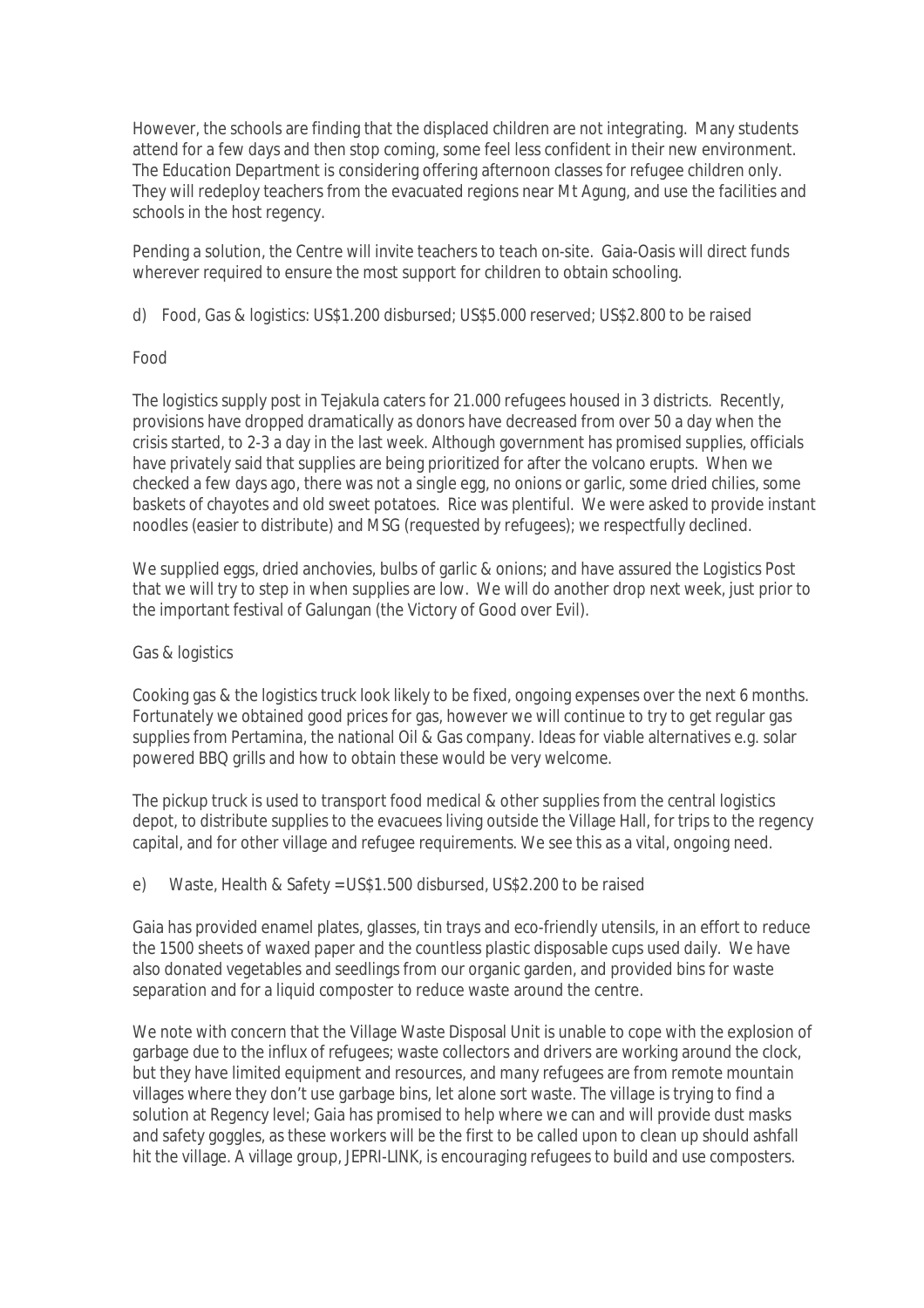However, the schools are finding that the displaced children are not integrating. Many students attend for a few days and then stop coming, some feel less confident in their new environment. The Education Department is considering offering afternoon classes for refugee children only. They will redeploy teachers from the evacuated regions near Mt Agung, and use the facilities and schools in the host regency.

Pending a solution, the Centre will invite teachers to teach on-site. Gaia-Oasis will direct funds wherever required to ensure the most support for children to obtain schooling.

d) Food, Gas & logistics: US$1.200 disbursed; US$5.000 reserved; US$2.800 to be raised

Food

The logistics supply post in Tejakula caters for 21.000 refugees housed in 3 districts. Recently, provisions have dropped dramatically as donors have decreased from over 50 a day when the crisis started, to 2-3 a day in the last week. Although government has promised supplies, officials have privately said that supplies are being prioritized for after the volcano erupts. When we checked a few days ago, there was not a single egg, no onions or garlic, some dried chilies, some baskets of chayotes and old sweet potatoes. Rice was plentiful. We were asked to provide instant noodles (easier to distribute) and MSG (requested by refugees); we respectfully declined.

We supplied eggs, dried anchovies, bulbs of garlic & onions; and have assured the Logistics Post that we will try to step in when supplies are low. We will do another drop next week, just prior to the important festival of Galungan (the Victory of Good over Evil).

Gas & logistics

Cooking gas & the logistics truck look likely to be fixed, ongoing expenses over the next 6 months. Fortunately we obtained good prices for gas, however we will continue to try to get regular gas supplies from Pertamina, the national Oil & Gas company. Ideas for viable alternatives e.g. solar powered BBQ grills and how to obtain these would be very welcome.

The pickup truck is used to transport food medical & other supplies from the central logistics depot, to distribute supplies to the evacuees living outside the Village Hall, for trips to the regency capital, and for other village and refugee requirements. We see this as a vital, ongoing need.

e) Waste, Health & Safety = US$1.500 disbursed, US$2.200 to be raised

Gaia has provided enamel plates, glasses, tin trays and eco-friendly utensils, in an effort to reduce the 1500 sheets of waxed paper and the countless plastic disposable cups used daily. We have also donated vegetables and seedlings from our organic garden, and provided bins for waste separation and for a liquid composter to reduce waste around the centre.

We note with concern that the Village Waste Disposal Unit is unable to cope with the explosion of garbage due to the influx of refugees; waste collectors and drivers are working around the clock, but they have limited equipment and resources, and many refugees are from remote mountain villages where they don't use garbage bins, let alone sort waste. The village is trying to find a solution at Regency level; Gaia has promised to help where we can and will provide dust masks and safety goggles, as these workers will be the first to be called upon to clean up should ashfall hit the village. A village group, JEPRI-LINK, is encouraging refugees to build and use composters.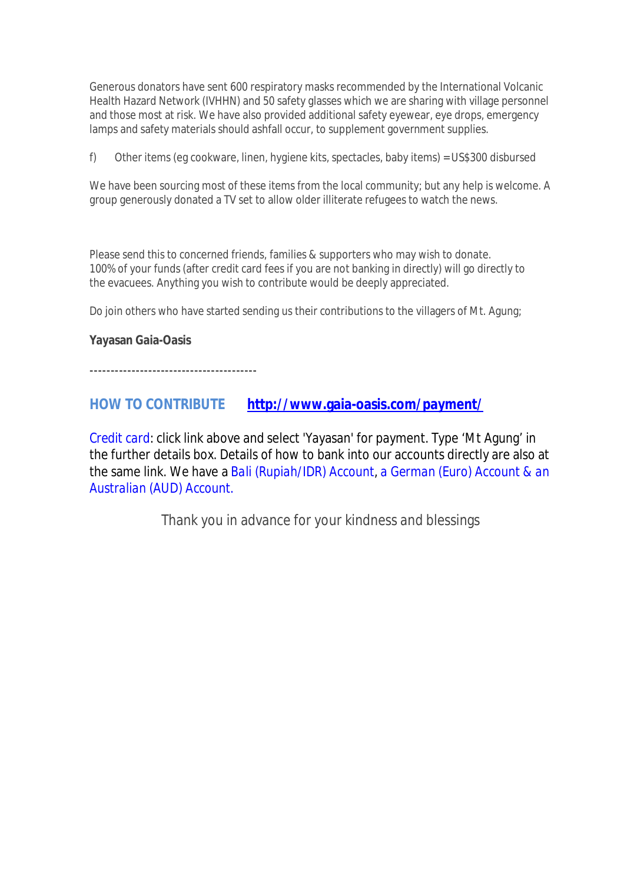Generous donators have sent 600 respiratory masks recommended by the International Volcanic Health Hazard Network (IVHHN) and 50 safety glasses which we are sharing with village personnel and those most at risk. We have also provided additional safety eyewear, eye drops, emergency lamps and safety materials should ashfall occur, to supplement government supplies.

f) Other items (eg cookware, linen, hygiene kits, spectacles, baby items) = US$300 disbursed

We have been sourcing most of these items from the local community; but any help is welcome. A group generously donated a TV set to allow older illiterate refugees to watch the news.

Please send this to concerned friends, families & supporters who may wish to donate. 100% of your funds (after credit card fees if you are not banking in directly) will go directly to the evacuees. Anything you wish to contribute would be deeply appreciated.

Do join others who have started sending us their contributions to the villagers of Mt. Agung;

**Yayasan Gaia-Oasis**

----------------------------------------

## HOW TO CONTRIBUTE [http://www.gaia-oasis.com/payment/](http://www.gaia-oasis.com/payment/)

Credit card: click link above and select 'Yayasan' for payment. Type 'Mt Agung' in the further details box. Details of how to bank into our accounts directly are also at the same link. We have a Bali (Rupiah/IDR) Account, a German (Euro) Account & an Australian (AUD) Account.

Thank you in advance for your kindness and blessings